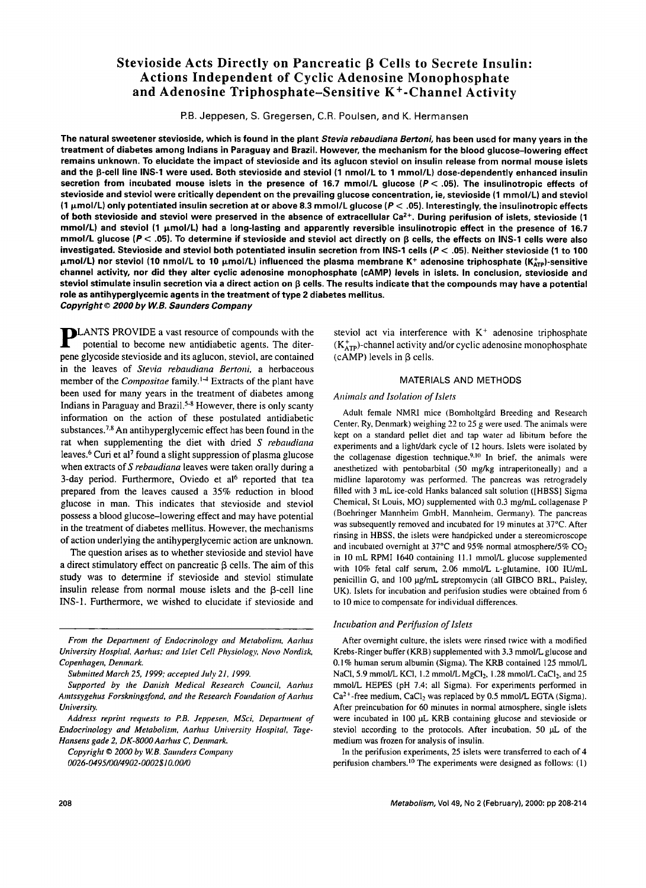# Stevioside Acts Directly on Pancreatic β Cells to Secrete Insulin: Actions Independent of Cyclic Adenosine Monophosphate and Adenosine Triphosphate–Sensitive $K^+$-Channel Activity

P.B. Jeppesen, S. Gregersen, C.R. Poulsen, and K. Hermansen

**The natural sweetener stevioside, which is found in the plant *Stevia rebaudiana Bertoni*, has been used for many years in the treatment of diabetes among Indians in Paraguay and Brazil. However, the mechanism for the blood glucose–lowering effect remains unknown. To elucidate the impact of stevioside and its aglucon steviol on insulin release from normal mouse islets and the β-cell line INS-1 were used. Both stevioside and steviol (1 nmol/L to 1 mmol/L) dose-dependently enhanced insulin secretion from incubated mouse islets in the presence of 16.7 mmol/L glucose ($P < .05$). The insulinotropic effects of stevioside and steviol were critically dependent on the prevailing glucose concentration, ie, stevioside (1 mmol/L) and steviol (1 μmol/L) only potentiated insulin secretion at or above 8.3 mmol/L glucose ($P < .05$). Interestingly, the insulinotropic effects of both stevioside and steviol were preserved in the absence of extracellular $Ca^{2+}$. During perifusion of islets, stevioside (1 mmol/L) and steviol (1 μmol/L) had a long-lasting and apparently reversible insulinotropic effect in the presence of 16.7 mmol/L glucose ($P < .05$). To determine if stevioside and steviol act directly on β cells, the effects on INS-1 cells were also investigated. Stevioside and steviol both potentiated insulin secretion from INS-1 cells ($P < .05$). Neither stevioside (1 to 100 μmol/L) nor steviol (10 nmol/L to 10 μmol/L) influenced the plasma membrane $K^+$ adenosine triphosphate ($K^+_{ATP}$)-sensitive channel activity, nor did they alter cyclic adenosine monophosphate (cAMP) levels in islets. In conclusion, stevioside and steviol stimulate insulin secretion via a direct action on β cells. The results indicate that the compounds may have a potential role as antihyperglycemic agents in the treatment of type 2 diabetes mellitus.**
***Copyright © 2000 by W.B. Saunders Company***

PLANTS PROVIDE a vast resource of compounds with the potential to become new antidiabetic agents. The diterpene glycoside stevioside and its aglucon, steviol, are contained in the leaves of *Stevia rebaudiana Bertoni*, a herbaceous member of the *Compositae* family.[1-4] Extracts of the plant have been used for many years in the treatment of diabetes among Indians in Paraguay and Brazil.[5-8] However, there is only scanty information on the action of these postulated antidiabetic substances.[7,8] An antihyperglycemic effect has been found in the rat when supplementing the diet with dried *S rebaudiana* leaves.[6] Curi et al[7] found a slight suppression of plasma glucose when extracts of *S rebaudiana* leaves were taken orally during a 3-day period. Furthermore, Oviedo et al[6] reported that tea prepared from the leaves caused a 35% reduction in blood glucose in man. This indicates that stevioside and steviol possess a blood glucose–lowering effect and may have potential in the treatment of diabetes mellitus. However, the mechanisms of action underlying the antihyperglycemic action are unknown.

The question arises as to whether stevioside and steviol have a direct stimulatory effect on pancreatic β cells. The aim of this study was to determine if stevioside and steviol stimulate insulin release from normal mouse islets and the β-cell line INS-1. Furthermore, we wished to elucidate if stevioside and steviol act via interference with $K^+$ adenosine triphosphate ($K^+_{ATP}$)-channel activity and/or cyclic adenosine monophosphate (cAMP) levels in β cells.

*From the Department of Endocrinology and Metabolism, Aarhus University Hospital, Aarhus; and Islet Cell Physiology, Novo Nordisk, Copenhagen, Denmark.*

*Submitted March 25, 1999; accepted July 21, 1999.*

*Supported by the Danish Medical Research Council, Aarhus Amtssygehus Forskningsfond, and the Research Foundation of Aarhus University.*

*Address reprint requests to P.B. Jeppesen, MSci, Department of Endocrinology and Metabolism, Aarhus University Hospital, Tage-Hansens gade 2, DK-8000 Aarhus C, Denmark.*

*Copyright © 2000 by W.B. Saunders Company*
*0026-0495/00/4902-0002$10.00/0*

## MATERIALS AND METHODS

### *Animals and Isolation of Islets*

Adult female NMRI mice (Bomholtgård Breeding and Research Center, Ry, Denmark) weighing 22 to 25 g were used. The animals were kept on a standard pellet diet and tap water ad libitum before the experiments and a light/dark cycle of 12 hours. Islets were isolated by the collagenase digestion technique.[9,10] In brief, the animals were anesthetized with pentobarbital (50 mg/kg intraperitoneally) and a midline laparotomy was performed. The pancreas was retrogradely filled with 3 mL ice-cold Hanks balanced salt solution ([HBSS] Sigma Chemical, St Louis, MO) supplemented with 0.3 mg/mL collagenase P (Boehringer Mannheim GmbH, Mannheim, Germany). The pancreas was subsequently removed and incubated for 19 minutes at 37°C. After rinsing in HBSS, the islets were handpicked under a stereomicroscope and incubated overnight at 37°C and 95% normal atmosphere/5% $CO_2$ in 10 mL RPMI 1640 containing 11.1 mmol/L glucose supplemented with 10% fetal calf serum, 2.06 mmol/L L-glutamine, 100 IU/mL penicillin G, and 100 μg/mL streptomycin (all GIBCO BRL, Paisley, UK). Islets for incubation and perifusion studies were obtained from 6 to 10 mice to compensate for individual differences.

### *Incubation and Perifusion of Islets*

After overnight culture, the islets were rinsed twice with a modified Krebs-Ringer buffer (KRB) supplemented with 3.3 mmol/L glucose and 0.1% human serum albumin (Sigma). The KRB contained 125 mmol/L NaCl, 5.9 mmol/L KCl, 1.2 mmol/L $MgCl_2$, 1.28 mmol/L $CaCl_2$, and 25 mmol/L HEPES (pH 7.4; all Sigma). For experiments performed in $Ca^{2+}$-free medium, $CaCl_2$ was replaced by 0.5 mmol/L EGTA (Sigma). After preincubation for 60 minutes in normal atmosphere, single islets were incubated in 100 μL KRB containing glucose and stevioside or steviol according to the protocols. After incubation, 50 μL of the medium was frozen for analysis of insulin.

In the perifusion experiments, 25 islets were transferred to each of 4 perifusion chambers.[10] The experiments were designed as follows: (1)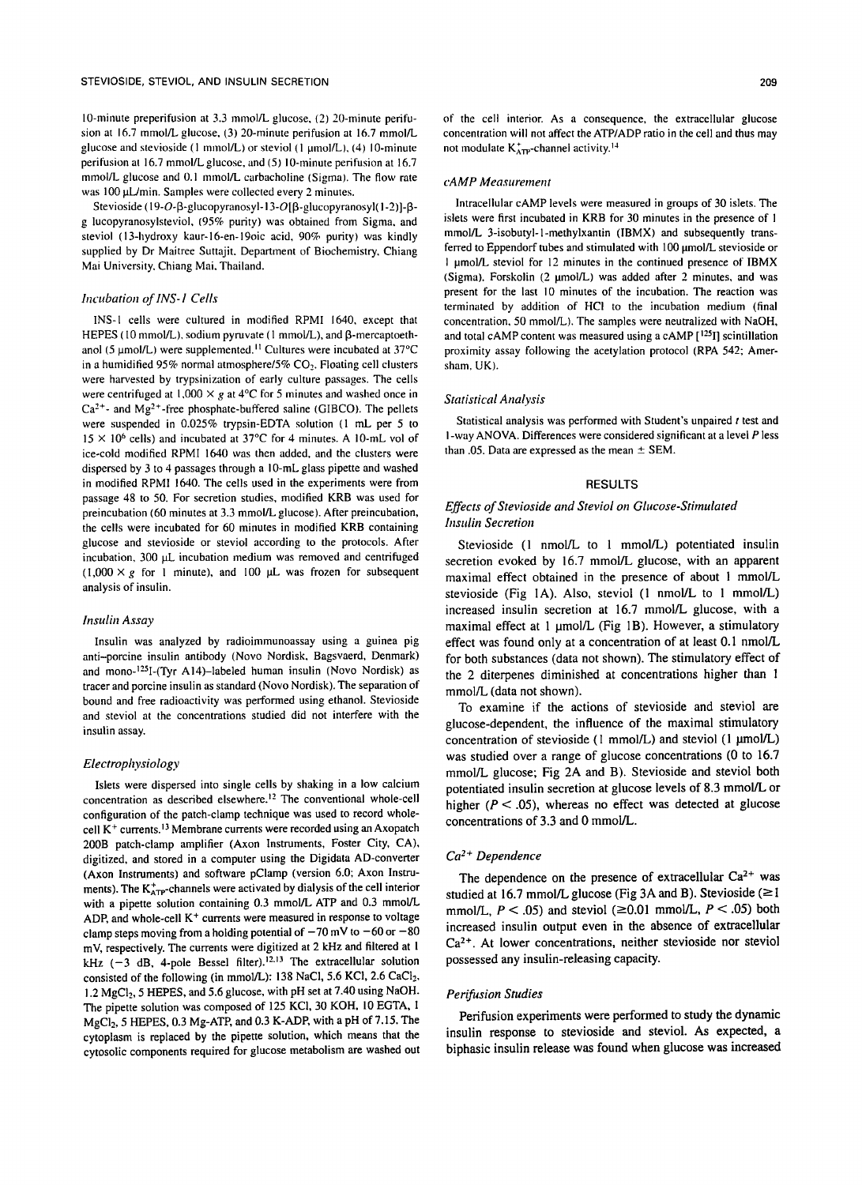10-minute preperifusion at 3.3 mmol/L glucose, (2) 20-minute perifusion at 16.7 mmol/L glucose, (3) 20-minute perifusion at 16.7 mmol/L glucose and stevioside (1 mmol/L) or steviol (1 μmol/L), (4) 10-minute perifusion at 16.7 mmol/L glucose, and (5) 10-minute perifusion at 16.7 mmol/L glucose and 0.1 mmol/L carbacholine (Sigma). The flow rate was 100 μL/min. Samples were collected every 2 minutes.

Stevioside (19-*O*-β-glucopyranosyl-13-*O*[β-glucopyranosyl(1-2)]-β-g lucopyranosylsteviol, (95% purity) was obtained from Sigma, and steviol (13-hydroxy kaur-16-en-19oic acid, 90% purity) was kindly supplied by Dr Maitree Suttajit, Department of Biochemistry, Chiang Mai University, Chiang Mai, Thailand.

### *Incubation of INS-1 Cells*

INS-1 cells were cultured in modified RPMI 1640, except that HEPES (10 mmol/L), sodium pyruvate (1 mmol/L), and β-mercaptoethanol (5 μmol/L) were supplemented.[11] Cultures were incubated at 37°C in a humidified 95% normal atmosphere/5% $CO_2$. Floating cell clusters were harvested by trypsinization of early culture passages. The cells were centrifuged at 1,000 × *g* at 4°C for 5 minutes and washed once in $Ca^{2+}$- and $Mg^{2+}$-free phosphate-buffered saline (GIBCO). The pellets were suspended in 0.025% trypsin-EDTA solution (1 mL per 5 to 15 × $10^6$ cells) and incubated at 37°C for 4 minutes. A 10-mL vol of ice-cold modified RPMI 1640 was then added, and the clusters were dispersed by 3 to 4 passages through a 10-mL glass pipette and washed in modified RPMI 1640. The cells used in the experiments were from passage 48 to 50. For secretion studies, modified KRB was used for preincubation (60 minutes at 3.3 mmol/L glucose). After preincubation, the cells were incubated for 60 minutes in modified KRB containing glucose and stevioside or steviol according to the protocols. After incubation, 300 μL incubation medium was removed and centrifuged (1,000 × *g* for 1 minute), and 100 μL was frozen for subsequent analysis of insulin.

### *Insulin Assay*

Insulin was analyzed by radioimmunoassay using a guinea pig anti–porcine insulin antibody (Novo Nordisk, Bagsvaerd, Denmark) and mono-$^{125}$I-(Tyr A14)–labeled human insulin (Novo Nordisk) as tracer and porcine insulin as standard (Novo Nordisk). The separation of bound and free radioactivity was performed using ethanol. Stevioside and steviol at the concentrations studied did not interfere with the insulin assay.

### *Electrophysiology*

Islets were dispersed into single cells by shaking in a low calcium concentration as described elsewhere.[12] The conventional whole-cell configuration of the patch-clamp technique was used to record whole-cell $K^+$ currents.[13] Membrane currents were recorded using an Axopatch 200B patch-clamp amplifier (Axon Instruments, Foster City, CA), digitized, and stored in a computer using the Digidata AD-converter (Axon Instruments) and software pClamp (version 6.0; Axon Instruments). The $K^+_{ATP}$-channels were activated by dialysis of the cell interior with a pipette solution containing 0.3 mmol/L ATP and 0.3 mmol/L ADP, and whole-cell $K^+$ currents were measured in response to voltage clamp steps moving from a holding potential of −70 mV to −60 or −80 mV, respectively. The currents were digitized at 2 kHz and filtered at 1 kHz (−3 dB, 4-pole Bessel filter).[12,13] The extracellular solution consisted of the following (in mmol/L): 138 NaCl, 5.6 KCl, 2.6 $CaCl_2$, 1.2 $MgCl_2$, 5 HEPES, and 5.6 glucose, with pH set at 7.40 using NaOH. The pipette solution was composed of 125 KCl, 30 KOH, 10 EGTA, 1 $MgCl_2$, 5 HEPES, 0.3 Mg-ATP, and 0.3 K-ADP, with a pH of 7.15. The cytoplasm is replaced by the pipette solution, which means that the cytosolic components required for glucose metabolism are washed out of the cell interior. As a consequence, the extracellular glucose concentration will not affect the ATP/ADP ratio in the cell and thus may not modulate $K^+_{ATP}$-channel activity.[14]

### *cAMP Measurement*

Intracellular cAMP levels were measured in groups of 30 islets. The islets were first incubated in KRB for 30 minutes in the presence of 1 mmol/L 3-isobutyl-1-methylxanthin (IBMX) and subsequently transferred to Eppendorf tubes and stimulated with 100 μmol/L stevioside or 1 μmol/L steviol for 12 minutes in the continued presence of IBMX (Sigma). Forskolin (2 μmol/L) was added after 2 minutes, and was present for the last 10 minutes of the incubation. The reaction was terminated by addition of HCl to the incubation medium (final concentration, 50 mmol/L). The samples were neutralized with NaOH, and total cAMP content was measured using a cAMP [$^{125}$I] scintillation proximity assay following the acetylation protocol (RPA 542; Amersham, UK).

### *Statistical Analysis*

Statistical analysis was performed with Student's unpaired *t* test and 1-way ANOVA. Differences were considered significant at a level *P* less than .05. Data are expressed as the mean ± SEM.

## RESULTS

### *Effects of Stevioside and Steviol on Glucose-Stimulated Insulin Secretion*

Stevioside (1 nmol/L to 1 mmol/L) potentiated insulin secretion evoked by 16.7 mmol/L glucose, with an apparent maximal effect obtained in the presence of about 1 mmol/L stevioside (Fig 1A). Also, steviol (1 nmol/L to 1 mmol/L) increased insulin secretion at 16.7 mmol/L glucose, with a maximal effect at 1 μmol/L (Fig 1B). However, a stimulatory effect was found only at a concentration of at least 0.1 nmol/L for both substances (data not shown). The stimulatory effect of the 2 diterpenes diminished at concentrations higher than 1 mmol/L (data not shown).

To examine if the actions of stevioside and steviol are glucose-dependent, the influence of the maximal stimulatory concentration of stevioside (1 mmol/L) and steviol (1 μmol/L) was studied over a range of glucose concentrations (0 to 16.7 mmol/L glucose; Fig 2A and B). Stevioside and steviol both potentiated insulin secretion at glucose levels of 8.3 mmol/L or higher ($P < .05$), whereas no effect was detected at glucose concentrations of 3.3 and 0 mmol/L.

### *$Ca^{2+}$ Dependence*

The dependence on the presence of extracellular $Ca^{2+}$ was studied at 16.7 mmol/L glucose (Fig 3A and B). Stevioside (≥1 mmol/L, $P < .05$) and steviol (≥0.01 mmol/L, $P < .05$) both increased insulin output even in the absence of extracellular $Ca^{2+}$. At lower concentrations, neither stevioside nor steviol possessed any insulin-releasing capacity.

### *Perifusion Studies*

Perifusion experiments were performed to study the dynamic insulin response to stevioside and steviol. As expected, a biphasic insulin release was found when glucose was increased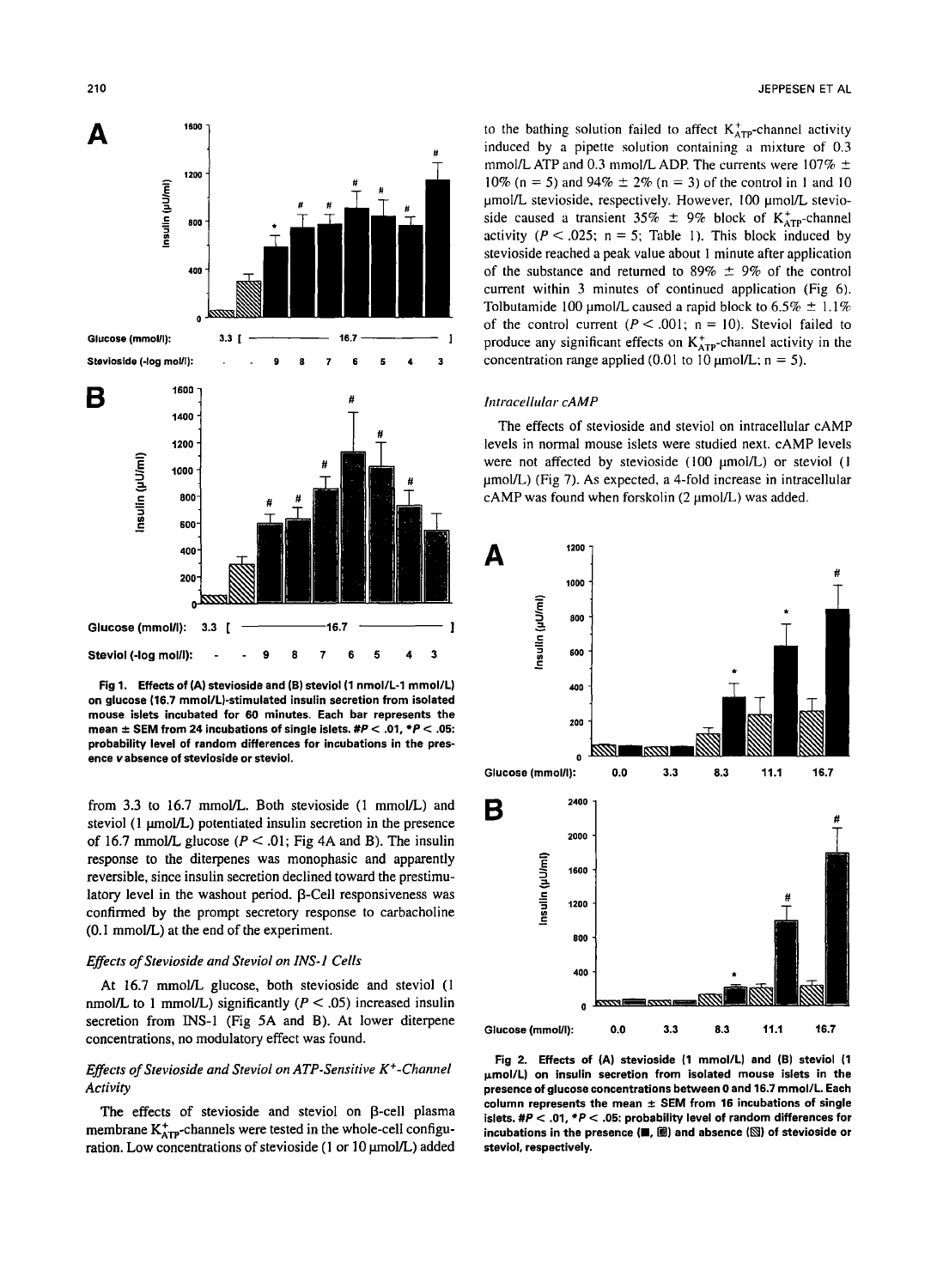Fig 1. Effects of (A) stevioside and (B) steviol (1 nmol/L-1 mmol/L) on glucose (16.7 mmol/L)-stimulated insulin secretion from isolated mouse islets incubated for 60 minutes. Each bar represents the mean ± SEM from 24 incubations of single islets. #P < .01, *P < .05: probability level of random differences for incubations in the presence v absence of stevioside or steviol.

from 3.3 to 16.7 mmol/L. Both stevioside (1 mmol/L) and steviol (1 μmol/L) potentiated insulin secretion in the presence of 16.7 mmol/L glucose ($P < .01$; Fig 4A and B). The insulin response to the diterpenes was monophasic and apparently reversible, since insulin secretion declined toward the prestimulatory level in the washout period. β-Cell responsiveness was confirmed by the prompt secretory response to carbacholine (0.1 mmol/L) at the end of the experiment.

### *Effects of Stevioside and Steviol on INS-1 Cells*

At 16.7 mmol/L glucose, both stevioside and steviol (1 nmol/L to 1 mmol/L) significantly ($P < .05$) increased insulin secretion from INS-1 (Fig 5A and B). At lower diterpene concentrations, no modulatory effect was found.

### *Effects of Stevioside and Steviol on ATP-Sensitive $K^+$-Channel Activity*

The effects of stevioside and steviol on β-cell plasma membrane $K^+_{ATP}$-channels were tested in the whole-cell configuration. Low concentrations of stevioside (1 or 10 μmol/L) added to the bathing solution failed to affect $K^+_{ATP}$-channel activity induced by a pipette solution containing a mixture of 0.3 mmol/L ATP and 0.3 mmol/L ADP. The currents were 107% ± 10% (n = 5) and 94% ± 2% (n = 3) of the control in 1 and 10 μmol/L stevioside, respectively. However, 100 μmol/L stevioside caused a transient 35% ± 9% block of $K^+_{ATP}$-channel activity ($P < .025$; n = 5; Table 1). This block induced by stevioside reached a peak value about 1 minute after application of the substance and returned to 89% ± 9% of the control current within 3 minutes of continued application (Fig 6). Tolbutamide 100 μmol/L caused a rapid block to 6.5% ± 1.1% of the control current ($P < .001$; n = 10). Steviol failed to produce any significant effects on $K^+_{ATP}$-channel activity in the concentration range applied (0.01 to 10 μmol/L; n = 5).

### *Intracellular cAMP*

The effects of stevioside and steviol on intracellular cAMP levels in normal mouse islets were studied next. cAMP levels were not affected by stevioside (100 μmol/L) or steviol (1 μmol/L) (Fig 7). As expected, a 4-fold increase in intracellular cAMP was found when forskolin (2 μmol/L) was added.

Fig 2. Effects of (A) stevioside (1 mmol/L) and (B) steviol (1 μmol/L) on insulin secretion from isolated mouse islets in the presence of glucose concentrations between 0 and 16.7 mmol/L. Each column represents the mean ± SEM from 16 incubations of single islets. #P < .01, *P < .05: probability level of random differences for incubations in the presence (■, ▦) and absence (▧) of stevioside or steviol, respectively.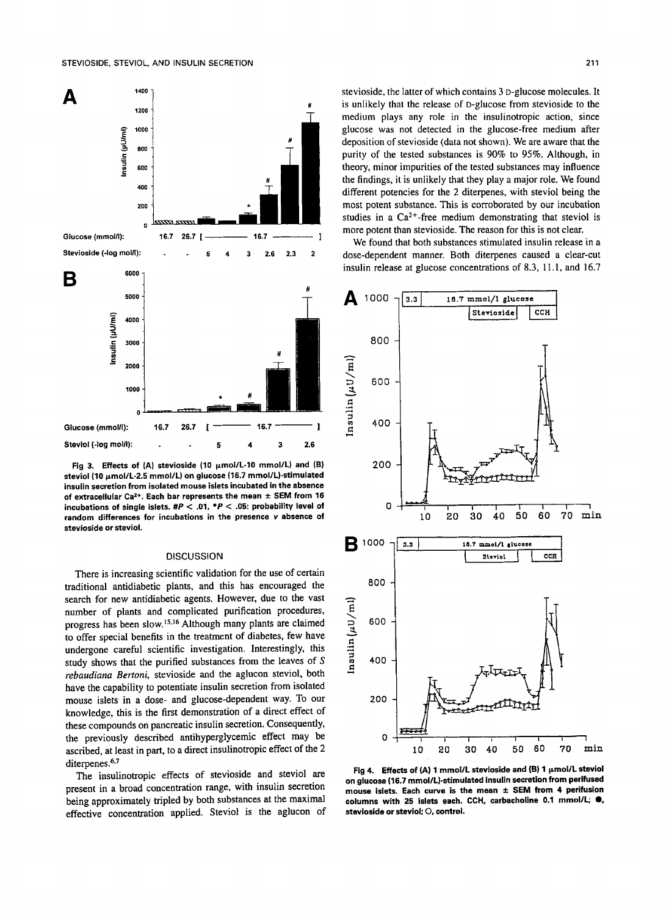Fig 3. Effects of (A) stevioside (10 μmol/L-10 mmol/L) and (B) steviol (10 μmol/L-2.5 mmol/L) on glucose (16.7 mmol/L)-stimulated insulin secretion from isolated mouse islets incubated in the absence of extracellular $Ca^{2+}$. Each bar represents the mean ± SEM from 16 incubations of single islets. #$P < .01$, *$P < .05$: probability level of random differences for incubations in the presence v absence of stevioside or steviol.

## DISCUSSION

There is increasing scientific validation for the use of certain traditional antidiabetic plants, and this has encouraged the search for new antidiabetic agents. However, due to the vast number of plants and complicated purification procedures, progress has been slow.[15,16] Although many plants are claimed to offer special benefits in the treatment of diabetes, few have undergone careful scientific investigation. Interestingly, this study shows that the purified substances from the leaves of *S rebaudiana Bertoni*, stevioside and the aglucon steviol, both have the capability to potentiate insulin secretion from isolated mouse islets in a dose- and glucose-dependent way. To our knowledge, this is the first demonstration of a direct effect of these compounds on pancreatic insulin secretion. Consequently, the previously described antihyperglycemic effect may be ascribed, at least in part, to a direct insulinotropic effect of the 2 diterpenes.[6,7]

The insulinotropic effects of stevioside and steviol are present in a broad concentration range, with insulin secretion being approximately tripled by both substances at the maximal effective concentration applied. Steviol is the aglucon of stevioside, the latter of which contains 3 D-glucose molecules. It is unlikely that the release of D-glucose from stevioside to the medium plays any role in the insulinotropic action, since glucose was not detected in the glucose-free medium after deposition of stevioside (data not shown). We are aware that the purity of the tested substances is 90% to 95%. Although, in theory, minor impurities of the tested substances may influence the findings, it is unlikely that they play a major role. We found different potencies for the 2 diterpenes, with steviol being the most potent substance. This is corroborated by our incubation studies in a $Ca^{2+}$-free medium demonstrating that steviol is more potent than stevioside. The reason for this is not clear.

We found that both substances stimulated insulin release in a dose-dependent manner. Both diterpenes caused a clear-cut insulin release at glucose concentrations of 8.3, 11.1, and 16.7

Fig 4. Effects of (A) 1 mmol/L stevioside and (B) 1 μmol/L steviol on glucose (16.7 mmol/L)-stimulated insulin secretion from perifused mouse islets. Each curve is the mean ± SEM from 4 perifusion columns with 25 islets each. CCH, carbacholine 0.1 mmol/L; ●, stevioside or steviol; ○, control.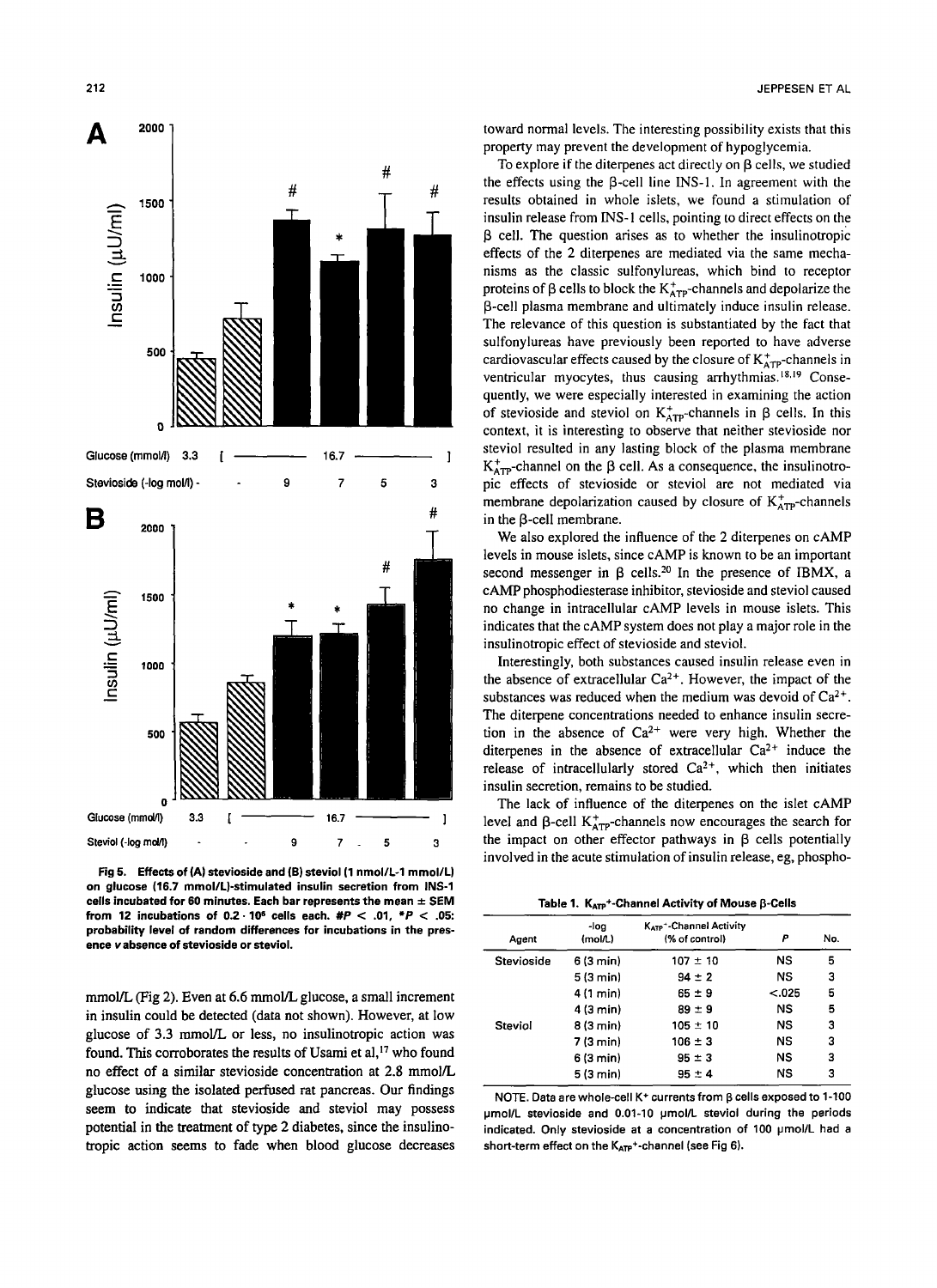Fig 5. Effects of (A) stevioside and (B) steviol (1 nmol/L-1 mmol/L) on glucose (16.7 mmol/L)-stimulated insulin secretion from INS-1 cells incubated for 60 minutes. Each bar represents the mean ± SEM from 12 incubations of $0.2 \cdot 10^6$ cells each. #$P < .01$, *$P < .05$: probability level of random differences for incubations in the presence v absence of stevioside or steviol.

mmol/L (Fig 2). Even at 6.6 mmol/L glucose, a small increment in insulin could be detected (data not shown). However, at low glucose of 3.3 mmol/L or less, no insulinotropic action was found. This corroborates the results of Usami et al,[17] who found no effect of a similar stevioside concentration at 2.8 mmol/L glucose using the isolated perfused rat pancreas. Our findings seem to indicate that stevioside and steviol may possess potential in the treatment of type 2 diabetes, since the insulinotropic action seems to fade when blood glucose decreases toward normal levels. The interesting possibility exists that this property may prevent the development of hypoglycemia.

To explore if the diterpenes act directly on β cells, we studied the effects using the β-cell line INS-1. In agreement with the results obtained in whole islets, we found a stimulation of insulin release from INS-1 cells, pointing to direct effects on the β cell. The question arises as to whether the insulinotropic effects of the 2 diterpenes are mediated via the same mechanisms as the classic sulfonylureas, which bind to receptor proteins of β cells to block the $K^+_{ATP}$-channels and depolarize the β-cell plasma membrane and ultimately induce insulin release. The relevance of this question is substantiated by the fact that sulfonylureas have previously been reported to have adverse cardiovascular effects caused by the closure of $K^+_{ATP}$-channels in ventricular myocytes, thus causing arrhythmias.[18,19] Consequently, we were especially interested in examining the action of stevioside and steviol on $K^+_{ATP}$-channels in β cells. In this context, it is interesting to observe that neither stevioside nor steviol resulted in any lasting block of the plasma membrane $K^+_{ATP}$-channel on the β cell. As a consequence, the insulinotropic effects of stevioside or steviol are not mediated via membrane depolarization caused by closure of $K^+_{ATP}$-channels in the β-cell membrane.

We also explored the influence of the 2 diterpenes on cAMP levels in mouse islets, since cAMP is known to be an important second messenger in β cells.[20] In the presence of IBMX, a cAMP phosphodiesterase inhibitor, stevioside and steviol caused no change in intracellular cAMP levels in mouse islets. This indicates that the cAMP system does not play a major role in the insulinotropic effect of stevioside and steviol.

Interestingly, both substances caused insulin release even in the absence of extracellular $Ca^{2+}$. However, the impact of the substances was reduced when the medium was devoid of $Ca^{2+}$. The diterpene concentrations needed to enhance insulin secretion in the absence of $Ca^{2+}$ were very high. Whether the diterpenes in the absence of extracellular $Ca^{2+}$ induce the release of intracellularly stored $Ca^{2+}$, which then initiates insulin secretion, remains to be studied.

The lack of influence of the diterpenes on the islet cAMP level and β-cell $K^+_{ATP}$-channels now encourages the search for the impact on other effector pathways in β cells potentially involved in the acute stimulation of insulin release, eg, phospho-

Table 1. $K_{ATP}^+$-Channel Activity of Mouse β-Cells

| Agent | -log (mol/L) | $K_{ATP}^+$-Channel Activity (% of control) | P | No. |
|---|---|---|---|---|
| Stevioside | 6 (3 min) | 107 ± 10 | NS | 5 |
| | 5 (3 min) | 94 ± 2 | NS | 3 |
| | 4 (1 min) | 65 ± 9 | <.025 | 5 |
| | 4 (3 min) | 89 ± 9 | NS | 5 |
| Steviol | 8 (3 min) | 105 ± 10 | NS | 3 |
| | 7 (3 min) | 106 ± 3 | NS | 3 |
| | 6 (3 min) | 95 ± 3 | NS | 3 |
| | 5 (3 min) | 95 ± 4 | NS | 3 |

NOTE. Data are whole-cell $K^+$ currents from β cells exposed to 1-100 μmol/L stevioside and 0.01-10 μmol/L steviol during the periods indicated. Only stevioside at a concentration of 100 μmol/L had a short-term effect on the $K_{ATP}^+$-channel (see Fig 6).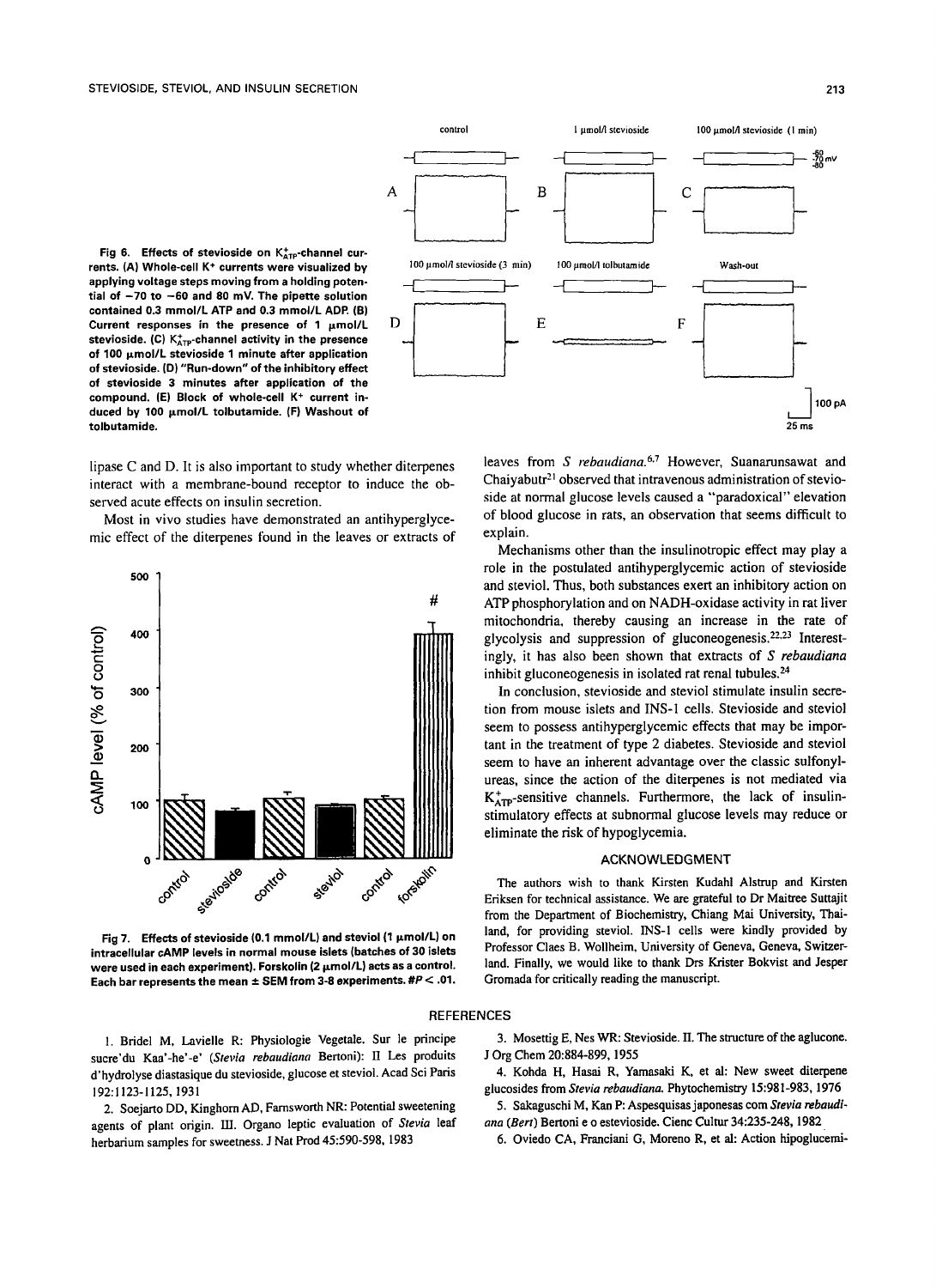Fig 6. Effects of stevioside on $K^{+}_{ATP}$-channel currents. (A) Whole-cell $K^{+}$ currents were visualized by applying voltage steps moving from a holding potential of −70 to −60 and 80 mV. The pipette solution contained 0.3 mmol/L ATP and 0.3 mmol/L ADP. (B) Current responses in the presence of 1 μmol/L stevioside. (C) $K^{+}_{ATP}$-channel activity in the presence of 100 μmol/L stevioside 1 minute after application of stevioside. (D) "Run-down" of the inhibitory effect of stevioside 3 minutes after application of the compound. (E) Block of whole-cell $K^{+}$ current induced by 100 μmol/L tolbutamide. (F) Washout of tolbutamide.

lipase C and D. It is also important to study whether diterpenes interact with a membrane-bound receptor to induce the observed acute effects on insulin secretion.

Most in vivo studies have demonstrated an antihyperglycemic effect of the diterpenes found in the leaves or extracts of leaves from *S rebaudiana*.[6,7] However, Suanarunsawat and Chaiyabutr[21] observed that intravenous administration of stevioside at normal glucose levels caused a "paradoxical" elevation of blood glucose in rats, an observation that seems difficult to explain.

Mechanisms other than the insulinotropic effect may play a role in the postulated antihyperglycemic action of stevioside and steviol. Thus, both substances exert an inhibitory action on ATP phosphorylation and on NADH-oxidase activity in rat liver mitochondria, thereby causing an increase in the rate of glycolysis and suppression of gluconeogenesis.[22,23] Interestingly, it has also been shown that extracts of *S rebaudiana* inhibit gluconeogenesis in isolated rat renal tubules.[24]

In conclusion, stevioside and steviol stimulate insulin secretion from mouse islets and INS-1 cells. Stevioside and steviol seem to possess antihyperglycemic effects that may be important in the treatment of type 2 diabetes. Stevioside and steviol seem to have an inherent advantage over the classic sulfonylureas, since the action of the diterpenes is not mediated via $K^{+}_{ATP}$-sensitive channels. Furthermore, the lack of insulin-stimulatory effects at subnormal glucose levels may reduce or eliminate the risk of hypoglycemia.

Fig 7. Effects of stevioside (0.1 mmol/L) and steviol (1 μmol/L) on intracellular cAMP levels in normal mouse islets (batches of 30 islets were used in each experiment). Forskolin (2 μmol/L) acts as a control. Each bar represents the mean ± SEM from 3-8 experiments. #$P < .01$.

## ACKNOWLEDGMENT

The authors wish to thank Kirsten Kudahl Alstrup and Kirsten Eriksen for technical assistance. We are grateful to Dr Maitree Suttajit from the Department of Biochemistry, Chiang Mai University, Thailand, for providing steviol. INS-1 cells were kindly provided by Professor Claes B. Wollheim, University of Geneva, Geneva, Switzerland. Finally, we would like to thank Drs Krister Bokvist and Jesper Gromada for critically reading the manuscript.

## REFERENCES

1. Bridel M, Lavielle R: Physiologie Vegetale. Sur le principe sucre'du Kaa'-he'-e' (*Stevia rebaudiana* Bertoni): II Les produits d'hydrolyse diastasique du stevioside, glucose et steviol. Acad Sci Paris 192:1123-1125, 1931

2. Soejarto DD, Kinghorn AD, Farnsworth NR: Potential sweetening agents of plant origin. III. Organo leptic evaluation of *Stevia* leaf herbarium samples for sweetness. J Nat Prod 45:590-598, 1983

3. Mosettig E, Nes WR: Stevioside. II. The structure of the aglucone. J Org Chem 20:884-899, 1955

4. Kohda H, Hasai R, Yamasaki K, et al: New sweet diterpene glucosides from *Stevia rebaudiana*. Phytochemistry 15:981-983, 1976

5. Sakaguschi M, Kan P: Aspesquisas japonesas com *Stevia rebaudiana* (*Bert*) Bertoni e o estevioside. Cienc Cultur 34:235-248, 1982

6. Oviedo CA, Franciani G, Moreno R, et al: Action hipoglucemi-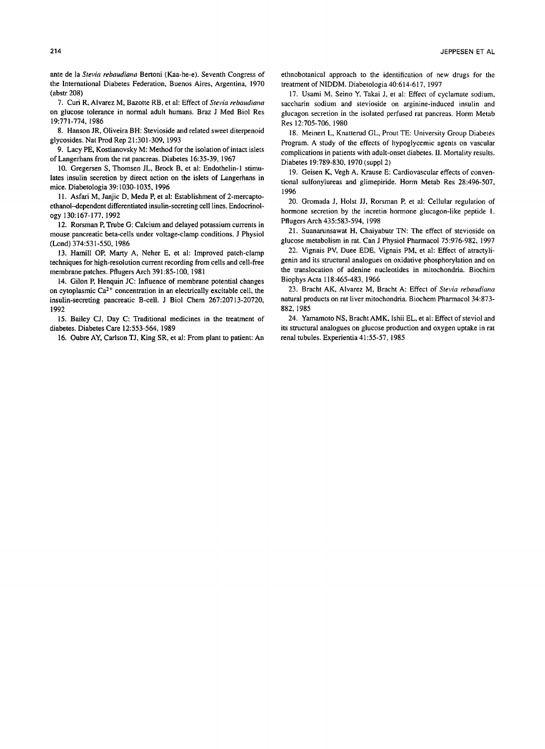ante de la *Stevia rebaudiana* Bertoni (Kaa-he-e). Seventh Congress of the International Diabetes Federation, Buenos Aires, Argentina, 1970 (abstr 208)

7. Curi R, Alvarez M, Bazotte RB, et al: Effect of *Stevia rebaudiana* on glucose tolerance in normal adult humans. Braz J Med Biol Res 19:771-774, 1986

8. Hanson JR, Oliveira BH: Stevioside and related sweet diterpenoid glycosides. Nat Prod Rep 21:301-309, 1993

9. Lacy PE, Kostianovsky M: Method for the isolation of intact islets of Langerhans from the rat pancreas. Diabetes 16:35-39, 1967

10. Gregersen S, Thomsen JL, Brock B, et al: Endothelin-1 stimulates insulin secretion by direct action on the islets of Langerhans in mice. Diabetologia 39:1030-1035, 1996

11. Asfari M, Janjic D, Meda P, et al: Establishment of 2-mercaptoethanol–dependent differentiated insulin-secreting cell lines. Endocrinology 130:167-177, 1992

12. Rorsman P, Trube G: Calcium and delayed potassium currents in mouse pancreatic beta-cells under voltage-clamp conditions. J Physiol (Lond) 374:531-550, 1986

13. Hamill OP, Marty A, Neher E, et al: Improved patch-clamp techniques for high-resolution current recording from cells and cell-free membrane patches. Pflugers Arch 391:85-100, 1981

14. Gilon P, Henquin JC: Influence of membrane potential changes on cytoplasmic $Ca^{2+}$ concentration in an electrically excitable cell, the insulin-secreting pancreatic B-cell. J Biol Chem 267:20713-20720, 1992

15. Bailey CJ, Day C: Traditional medicines in the treatment of diabetes. Diabetes Care 12:553-564, 1989

16. Oubre AY, Carlson TJ, King SR, et al: From plant to patient: An ethnobotanical approach to the identification of new drugs for the treatment of NIDDM. Diabetologia 40:614-617, 1997

17. Usami M, Seino Y, Takai J, et al: Effect of cyclamate sodium, saccharin sodium and stevioside on arginine-induced insulin and glucagon secretion in the isolated perfused rat pancreas. Horm Metab Res 12:705-706, 1980

18. Meinert L, Knatterud GL, Prout TE: University Group Diabetes Program. A study of the effects of hypoglycemic agents on vascular complications in patients with adult-onset diabetes. II. Mortality results. Diabetes 19:789-830, 1970 (suppl 2)

19. Geisen K, Vegh A, Krause E: Cardiovascular effects of conventional sulfonylureas and glimepiride. Horm Metab Res 28:496-507, 1996

20. Gromada J, Holst JJ, Rorsman P, et al: Cellular regulation of hormone secretion by the incretin hormone glucagon-like peptide 1. Pflugers Arch 435:583-594, 1998

21. Suanarunsawat H, Chaiyabutr TN: The effect of stevioside on glucose metabolism in rat. Can J Physiol Pharmacol 75:976-982, 1997

22. Vignais PV, Duee EDE, Vignais PM, et al: Effect of atractyligenin and its structural analogues on oxidative phosphorylation and on the translocation of adenine nucleotides in mitochondria. Biochim Biophys Acta 118:465-483, 1966

23. Bracht AK, Alvarez M, Bracht A: Effect of *Stevia rebaudiana* natural products on rat liver mitochondria. Biochem Pharmacol 34:873-882, 1985

24. Yamamoto NS, Bracht AMK, Ishii EL, et al: Effect of steviol and its structural analogues on glucose production and oxygen uptake in rat renal tubules. Experientia 41:55-57, 1985